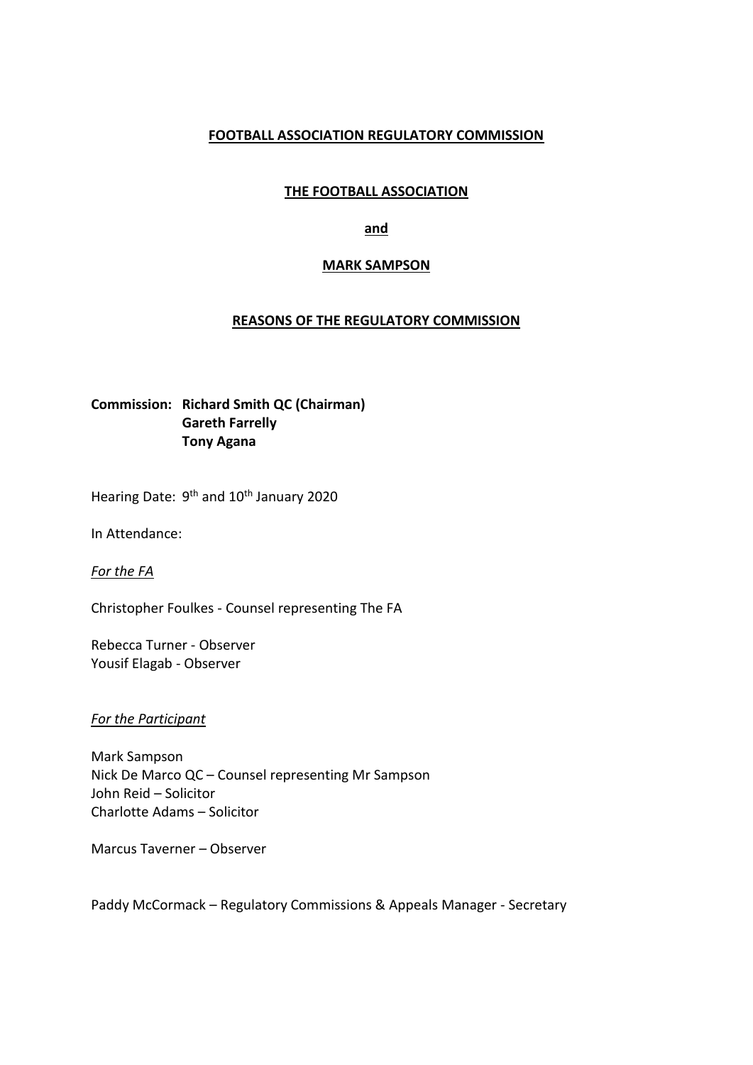**FOOTBALL ASSOCIATION REGULATORY COMMISSION**

**THE FOOTBALL ASSOCIATION**

**and**

**MARK SAMPSON**

**REASONS OF THE REGULATORY COMMISSION**

**Commission: Richard Smith QC (Chairman)**
**Gareth Farrelly**
**Tony Agana**

Hearing Date: 9th and 10th January 2020

In Attendance:

*For the FA*

Christopher Foulkes - Counsel representing The FA

Rebecca Turner - Observer
Yousif Elagab - Observer

*For the Participant*

Mark Sampson
Nick De Marco QC – Counsel representing Mr Sampson
John Reid – Solicitor
Charlotte Adams – Solicitor

Marcus Taverner – Observer

Paddy McCormack – Regulatory Commissions & Appeals Manager - Secretary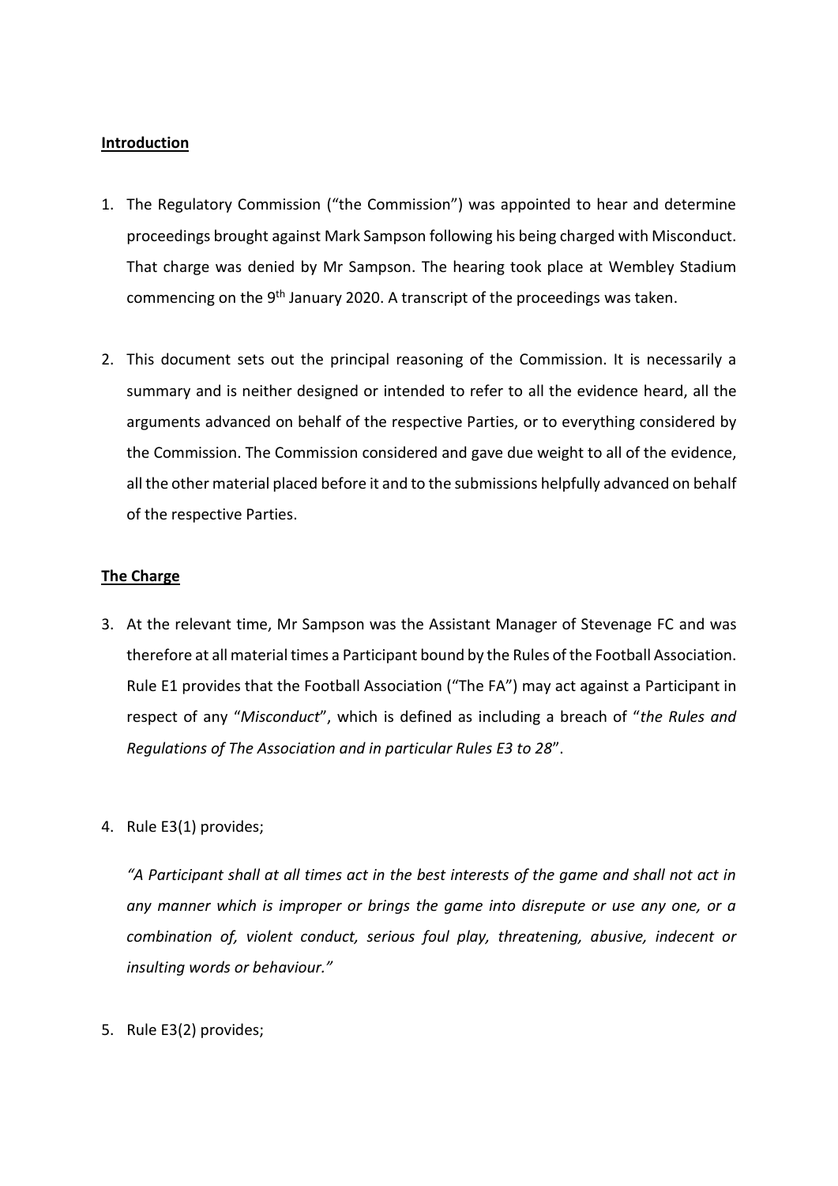**Introduction**

1. The Regulatory Commission ("the Commission") was appointed to hear and determine proceedings brought against Mark Sampson following his being charged with Misconduct. That charge was denied by Mr Sampson. The hearing took place at Wembley Stadium commencing on the 9th January 2020. A transcript of the proceedings was taken.

2. This document sets out the principal reasoning of the Commission. It is necessarily a summary and is neither designed or intended to refer to all the evidence heard, all the arguments advanced on behalf of the respective Parties, or to everything considered by the Commission. The Commission considered and gave due weight to all of the evidence, all the other material placed before it and to the submissions helpfully advanced on behalf of the respective Parties.

**The Charge**

3. At the relevant time, Mr Sampson was the Assistant Manager of Stevenage FC and was therefore at all material times a Participant bound by the Rules of the Football Association. Rule E1 provides that the Football Association ("The FA") may act against a Participant in respect of any "*Misconduct*", which is defined as including a breach of "*the Rules and Regulations of The Association and in particular Rules E3 to 28*".

4. Rule E3(1) provides;

   *"A Participant shall at all times act in the best interests of the game and shall not act in any manner which is improper or brings the game into disrepute or use any one, or a combination of, violent conduct, serious foul play, threatening, abusive, indecent or insulting words or behaviour."*

5. Rule E3(2) provides;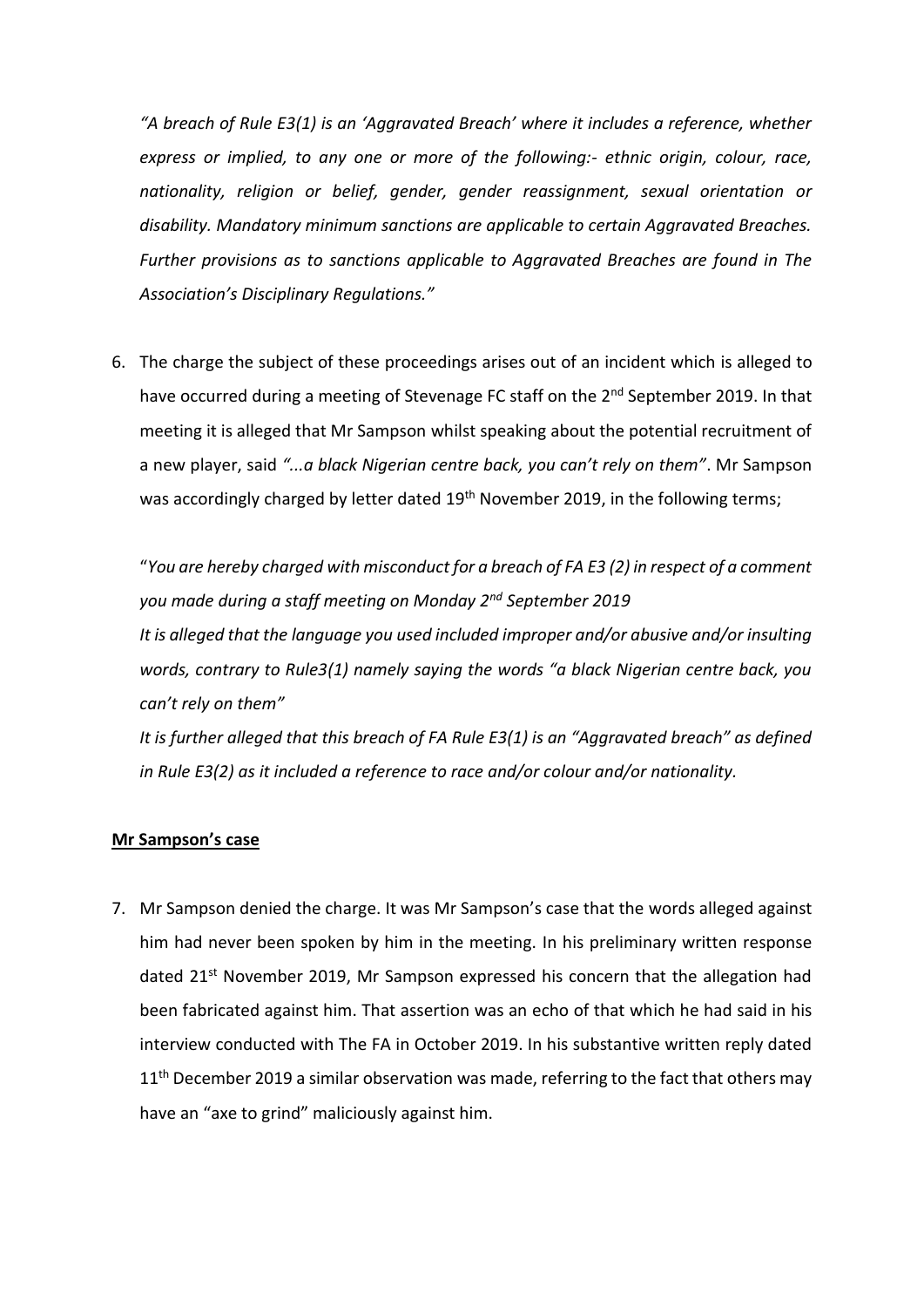*"A breach of Rule E3(1) is an 'Aggravated Breach' where it includes a reference, whether express or implied, to any one or more of the following:- ethnic origin, colour, race, nationality, religion or belief, gender, gender reassignment, sexual orientation or disability. Mandatory minimum sanctions are applicable to certain Aggravated Breaches. Further provisions as to sanctions applicable to Aggravated Breaches are found in The Association's Disciplinary Regulations."*

6. The charge the subject of these proceedings arises out of an incident which is alleged to have occurred during a meeting of Stevenage FC staff on the 2nd September 2019. In that meeting it is alleged that Mr Sampson whilst speaking about the potential recruitment of a new player, said *"...a black Nigerian centre back, you can't rely on them"*. Mr Sampson was accordingly charged by letter dated 19th November 2019, in the following terms;

   "*You are hereby charged with misconduct for a breach of FA E3 (2) in respect of a comment you made during a staff meeting on Monday 2nd September 2019*

   *It is alleged that the language you used included improper and/or abusive and/or insulting words, contrary to Rule3(1) namely saying the words "a black Nigerian centre back, you can't rely on them"*

   *It is further alleged that this breach of FA Rule E3(1) is an "Aggravated breach" as defined in Rule E3(2) as it included a reference to race and/or colour and/or nationality.*

**<u>Mr Sampson's case</u>**

7. Mr Sampson denied the charge. It was Mr Sampson's case that the words alleged against him had never been spoken by him in the meeting. In his preliminary written response dated 21st November 2019, Mr Sampson expressed his concern that the allegation had been fabricated against him. That assertion was an echo of that which he had said in his interview conducted with The FA in October 2019. In his substantive written reply dated 11th December 2019 a similar observation was made, referring to the fact that others may have an "axe to grind" maliciously against him.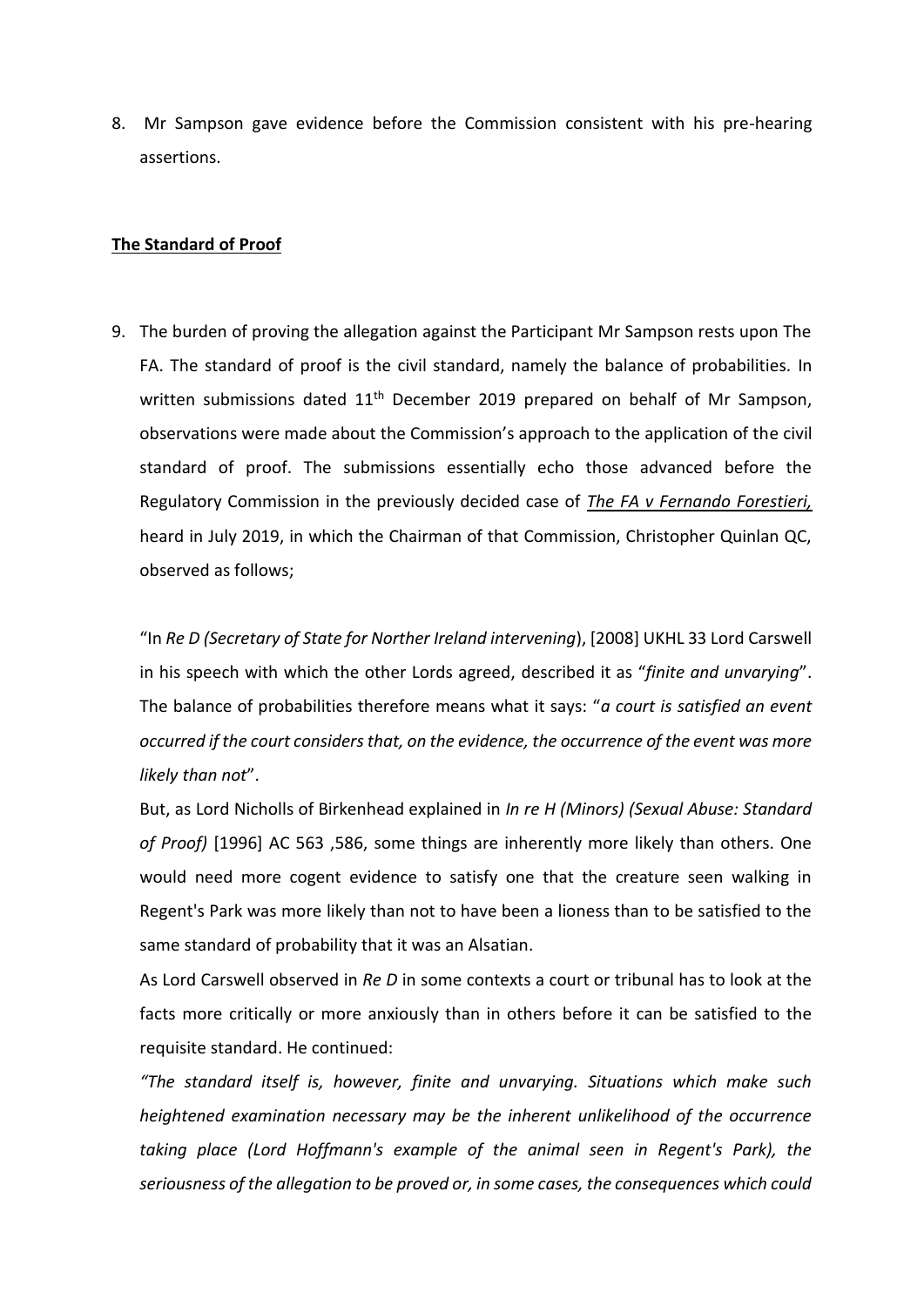8. Mr Sampson gave evidence before the Commission consistent with his pre-hearing assertions.

**The Standard of Proof**

9. The burden of proving the allegation against the Participant Mr Sampson rests upon The FA. The standard of proof is the civil standard, namely the balance of probabilities. In written submissions dated 11th December 2019 prepared on behalf of Mr Sampson, observations were made about the Commission's approach to the application of the civil standard of proof. The submissions essentially echo those advanced before the Regulatory Commission in the previously decided case of ***The FA v Fernando Forestieri,*** heard in July 2019, in which the Chairman of that Commission, Christopher Quinlan QC, observed as follows;

   "In *Re D (Secretary of State for Norther Ireland intervening*), [2008] UKHL 33 Lord Carswell in his speech with which the other Lords agreed, described it as "*finite and unvarying*". The balance of probabilities therefore means what it says: "*a court is satisfied an event occurred if the court considers that, on the evidence, the occurrence of the event was more likely than not*".

   But, as Lord Nicholls of Birkenhead explained in *In re H (Minors) (Sexual Abuse: Standard of Proof)* [1996] AC 563 ,586, some things are inherently more likely than others. One would need more cogent evidence to satisfy one that the creature seen walking in Regent's Park was more likely than not to have been a lioness than to be satisfied to the same standard of probability that it was an Alsatian.

   As Lord Carswell observed in *Re D* in some contexts a court or tribunal has to look at the facts more critically or more anxiously than in others before it can be satisfied to the requisite standard. He continued:

   *"The standard itself is, however, finite and unvarying. Situations which make such heightened examination necessary may be the inherent unlikelihood of the occurrence taking place (Lord Hoffmann's example of the animal seen in Regent's Park), the seriousness of the allegation to be proved or, in some cases, the consequences which could*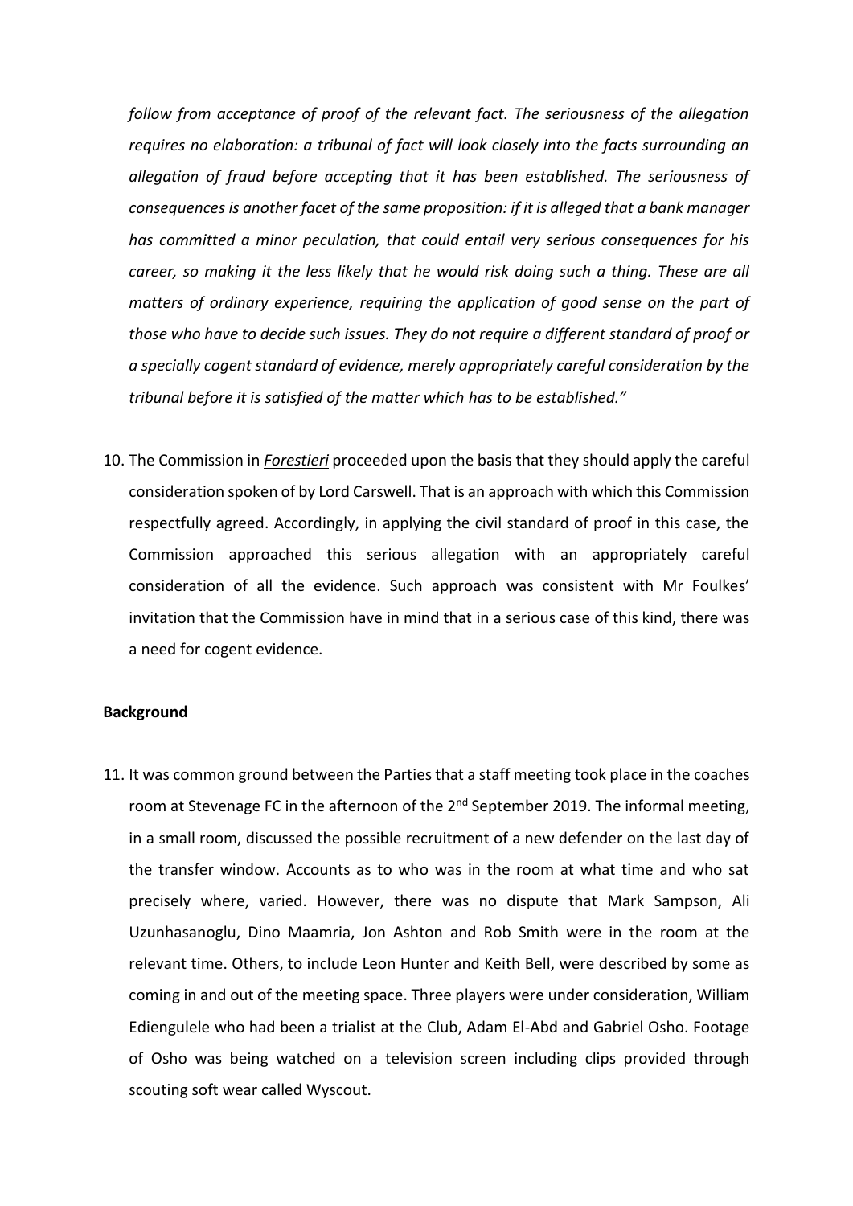*follow from acceptance of proof of the relevant fact. The seriousness of the allegation requires no elaboration: a tribunal of fact will look closely into the facts surrounding an allegation of fraud before accepting that it has been established. The seriousness of consequences is another facet of the same proposition: if it is alleged that a bank manager has committed a minor peculation, that could entail very serious consequences for his career, so making it the less likely that he would risk doing such a thing. These are all matters of ordinary experience, requiring the application of good sense on the part of those who have to decide such issues. They do not require a different standard of proof or a specially cogent standard of evidence, merely appropriately careful consideration by the tribunal before it is satisfied of the matter which has to be established."*

10. The Commission in ***Forestieri*** proceeded upon the basis that they should apply the careful consideration spoken of by Lord Carswell. That is an approach with which this Commission respectfully agreed. Accordingly, in applying the civil standard of proof in this case, the Commission approached this serious allegation with an appropriately careful consideration of all the evidence. Such approach was consistent with Mr Foulkes' invitation that the Commission have in mind that in a serious case of this kind, there was a need for cogent evidence.

**Background**

11. It was common ground between the Parties that a staff meeting took place in the coaches room at Stevenage FC in the afternoon of the 2nd September 2019. The informal meeting, in a small room, discussed the possible recruitment of a new defender on the last day of the transfer window. Accounts as to who was in the room at what time and who sat precisely where, varied. However, there was no dispute that Mark Sampson, Ali Uzunhasanoglu, Dino Maamria, Jon Ashton and Rob Smith were in the room at the relevant time. Others, to include Leon Hunter and Keith Bell, were described by some as coming in and out of the meeting space. Three players were under consideration, William Ediengulele who had been a trialist at the Club, Adam El-Abd and Gabriel Osho. Footage of Osho was being watched on a television screen including clips provided through scouting soft wear called Wyscout.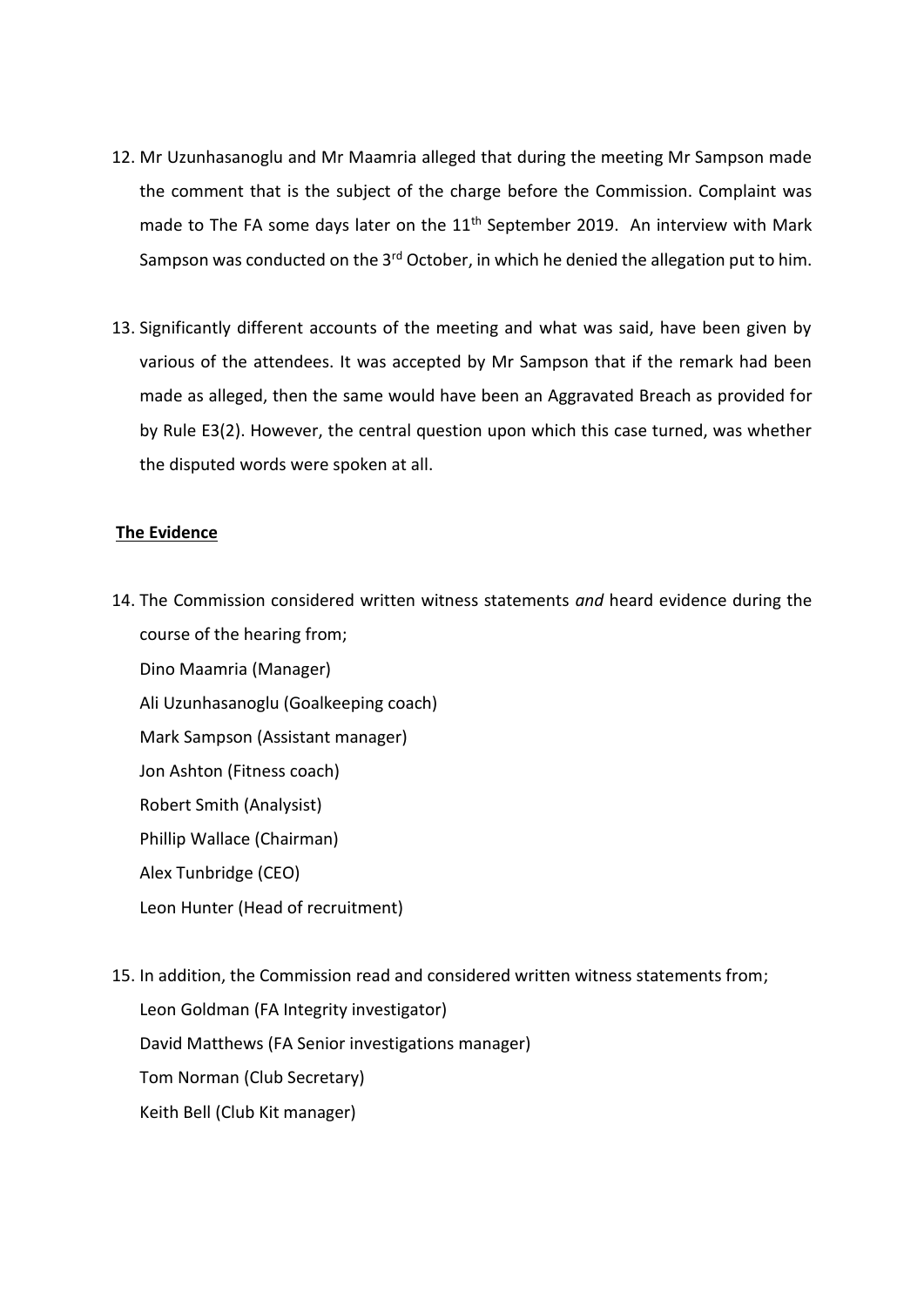12. Mr Uzunhasanoglu and Mr Maamria alleged that during the meeting Mr Sampson made the comment that is the subject of the charge before the Commission. Complaint was made to The FA some days later on the 11th September 2019. An interview with Mark Sampson was conducted on the 3rd October, in which he denied the allegation put to him.

13. Significantly different accounts of the meeting and what was said, have been given by various of the attendees. It was accepted by Mr Sampson that if the remark had been made as alleged, then the same would have been an Aggravated Breach as provided for by Rule E3(2). However, the central question upon which this case turned, was whether the disputed words were spoken at all.

**The Evidence**

14. The Commission considered written witness statements *and* heard evidence during the course of the hearing from;
    Dino Maamria (Manager)
    Ali Uzunhasanoglu (Goalkeeping coach)
    Mark Sampson (Assistant manager)
    Jon Ashton (Fitness coach)
    Robert Smith (Analysist)
    Phillip Wallace (Chairman)
    Alex Tunbridge (CEO)
    Leon Hunter (Head of recruitment)

15. In addition, the Commission read and considered written witness statements from;
    Leon Goldman (FA Integrity investigator)
    David Matthews (FA Senior investigations manager)
    Tom Norman (Club Secretary)
    Keith Bell (Club Kit manager)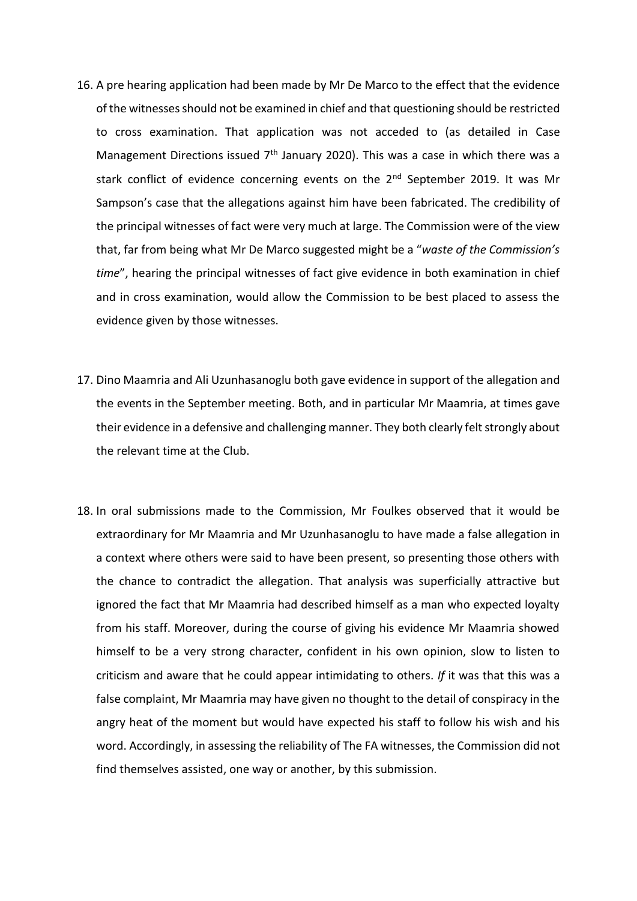16. A pre hearing application had been made by Mr De Marco to the effect that the evidence of the witnesses should not be examined in chief and that questioning should be restricted to cross examination. That application was not acceded to (as detailed in Case Management Directions issued 7th January 2020). This was a case in which there was a stark conflict of evidence concerning events on the 2nd September 2019. It was Mr Sampson's case that the allegations against him have been fabricated. The credibility of the principal witnesses of fact were very much at large. The Commission were of the view that, far from being what Mr De Marco suggested might be a "*waste of the Commission's time*", hearing the principal witnesses of fact give evidence in both examination in chief and in cross examination, would allow the Commission to be best placed to assess the evidence given by those witnesses.

17. Dino Maamria and Ali Uzunhasanoglu both gave evidence in support of the allegation and the events in the September meeting. Both, and in particular Mr Maamria, at times gave their evidence in a defensive and challenging manner. They both clearly felt strongly about the relevant time at the Club.

18. In oral submissions made to the Commission, Mr Foulkes observed that it would be extraordinary for Mr Maamria and Mr Uzunhasanoglu to have made a false allegation in a context where others were said to have been present, so presenting those others with the chance to contradict the allegation. That analysis was superficially attractive but ignored the fact that Mr Maamria had described himself as a man who expected loyalty from his staff. Moreover, during the course of giving his evidence Mr Maamria showed himself to be a very strong character, confident in his own opinion, slow to listen to criticism and aware that he could appear intimidating to others. *If* it was that this was a false complaint, Mr Maamria may have given no thought to the detail of conspiracy in the angry heat of the moment but would have expected his staff to follow his wish and his word. Accordingly, in assessing the reliability of The FA witnesses, the Commission did not find themselves assisted, one way or another, by this submission.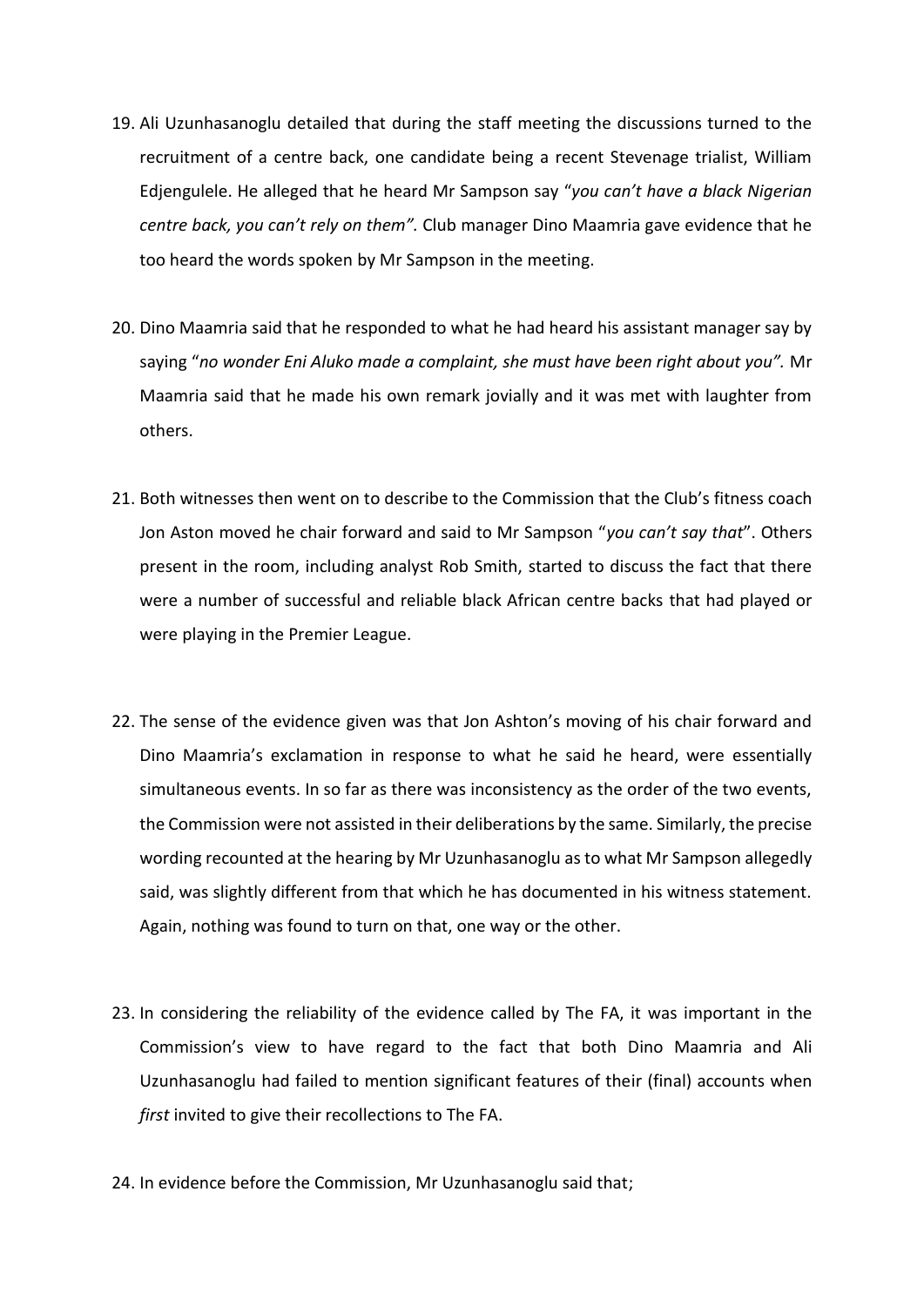19. Ali Uzunhasanoglu detailed that during the staff meeting the discussions turned to the recruitment of a centre back, one candidate being a recent Stevenage trialist, William Edjengulele. He alleged that he heard Mr Sampson say "*you can't have a black Nigerian centre back, you can't rely on them".* Club manager Dino Maamria gave evidence that he too heard the words spoken by Mr Sampson in the meeting.

20. Dino Maamria said that he responded to what he had heard his assistant manager say by saying "*no wonder Eni Aluko made a complaint, she must have been right about you".* Mr Maamria said that he made his own remark jovially and it was met with laughter from others.

21. Both witnesses then went on to describe to the Commission that the Club's fitness coach Jon Aston moved he chair forward and said to Mr Sampson "*you can't say that*". Others present in the room, including analyst Rob Smith, started to discuss the fact that there were a number of successful and reliable black African centre backs that had played or were playing in the Premier League.

22. The sense of the evidence given was that Jon Ashton's moving of his chair forward and Dino Maamria's exclamation in response to what he said he heard, were essentially simultaneous events. In so far as there was inconsistency as the order of the two events, the Commission were not assisted in their deliberations by the same. Similarly, the precise wording recounted at the hearing by Mr Uzunhasanoglu as to what Mr Sampson allegedly said, was slightly different from that which he has documented in his witness statement. Again, nothing was found to turn on that, one way or the other.

23. In considering the reliability of the evidence called by The FA, it was important in the Commission's view to have regard to the fact that both Dino Maamria and Ali Uzunhasanoglu had failed to mention significant features of their (final) accounts when *first* invited to give their recollections to The FA.

24. In evidence before the Commission, Mr Uzunhasanoglu said that;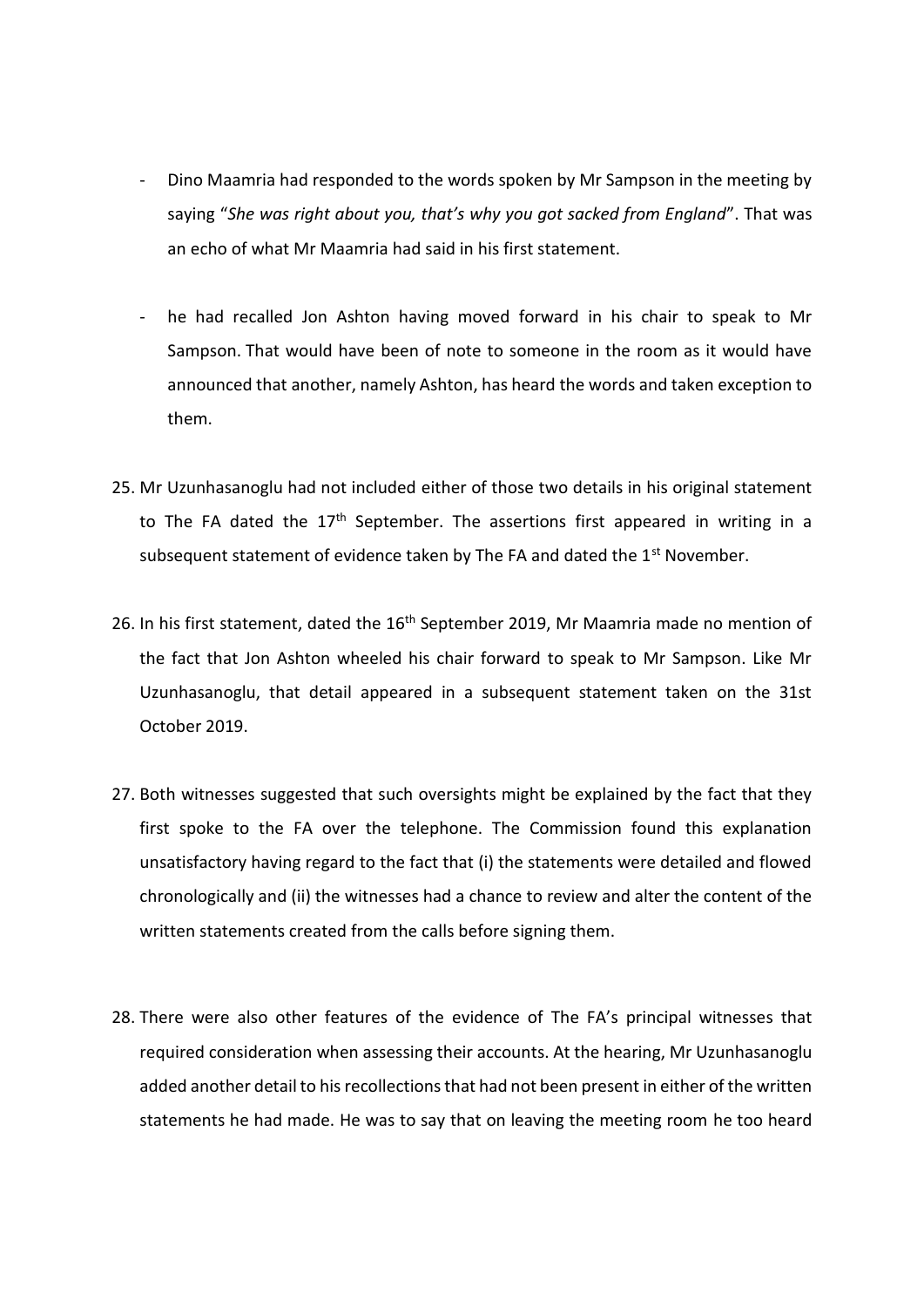- Dino Maamria had responded to the words spoken by Mr Sampson in the meeting by saying "*She was right about you, that's why you got sacked from England*". That was an echo of what Mr Maamria had said in his first statement.

- he had recalled Jon Ashton having moved forward in his chair to speak to Mr Sampson. That would have been of note to someone in the room as it would have announced that another, namely Ashton, has heard the words and taken exception to them.

25. Mr Uzunhasanoglu had not included either of those two details in his original statement to The FA dated the 17th September. The assertions first appeared in writing in a subsequent statement of evidence taken by The FA and dated the 1st November.

26. In his first statement, dated the 16th September 2019, Mr Maamria made no mention of the fact that Jon Ashton wheeled his chair forward to speak to Mr Sampson. Like Mr Uzunhasanoglu, that detail appeared in a subsequent statement taken on the 31st October 2019.

27. Both witnesses suggested that such oversights might be explained by the fact that they first spoke to the FA over the telephone. The Commission found this explanation unsatisfactory having regard to the fact that (i) the statements were detailed and flowed chronologically and (ii) the witnesses had a chance to review and alter the content of the written statements created from the calls before signing them.

28. There were also other features of the evidence of The FA's principal witnesses that required consideration when assessing their accounts. At the hearing, Mr Uzunhasanoglu added another detail to his recollections that had not been present in either of the written statements he had made. He was to say that on leaving the meeting room he too heard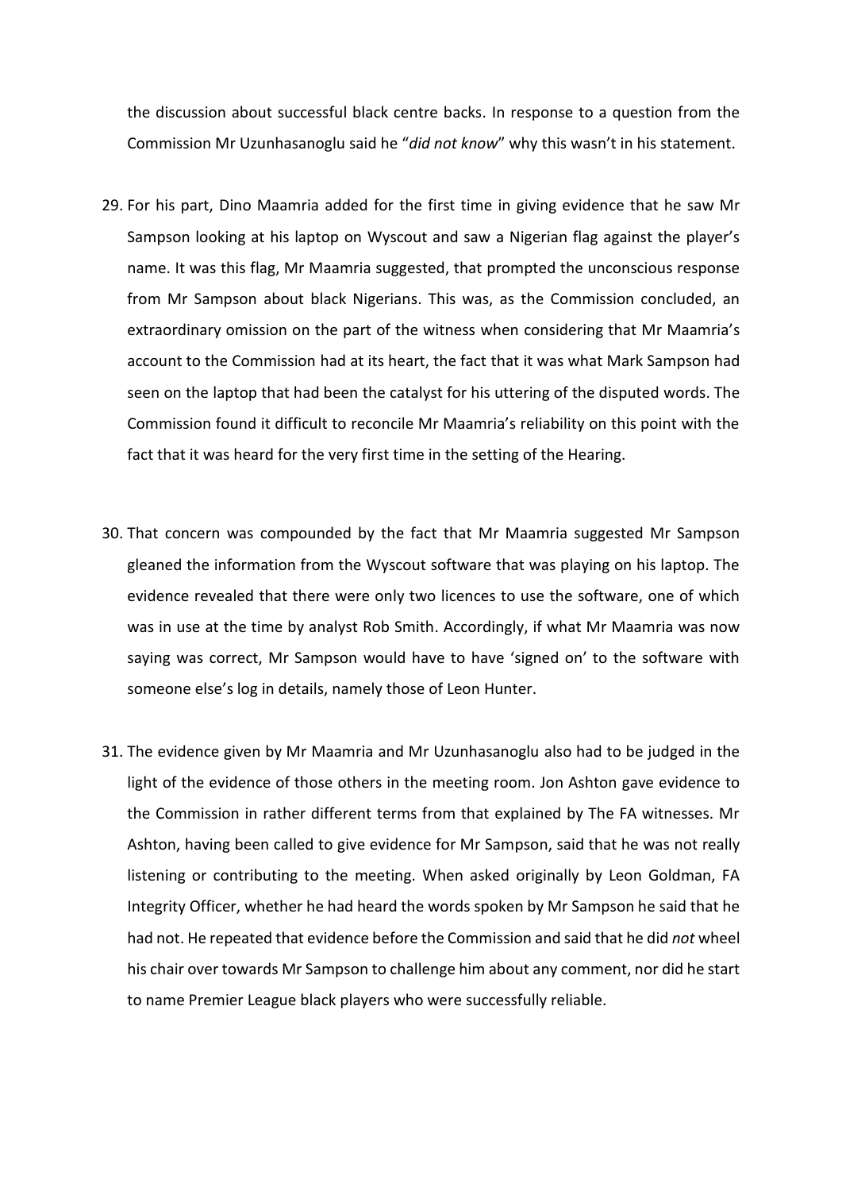the discussion about successful black centre backs. In response to a question from the Commission Mr Uzunhasanoglu said he "*did not know*" why this wasn't in his statement.

29. For his part, Dino Maamria added for the first time in giving evidence that he saw Mr Sampson looking at his laptop on Wyscout and saw a Nigerian flag against the player's name. It was this flag, Mr Maamria suggested, that prompted the unconscious response from Mr Sampson about black Nigerians. This was, as the Commission concluded, an extraordinary omission on the part of the witness when considering that Mr Maamria's account to the Commission had at its heart, the fact that it was what Mark Sampson had seen on the laptop that had been the catalyst for his uttering of the disputed words. The Commission found it difficult to reconcile Mr Maamria's reliability on this point with the fact that it was heard for the very first time in the setting of the Hearing.

30. That concern was compounded by the fact that Mr Maamria suggested Mr Sampson gleaned the information from the Wyscout software that was playing on his laptop. The evidence revealed that there were only two licences to use the software, one of which was in use at the time by analyst Rob Smith. Accordingly, if what Mr Maamria was now saying was correct, Mr Sampson would have to have 'signed on' to the software with someone else's log in details, namely those of Leon Hunter.

31. The evidence given by Mr Maamria and Mr Uzunhasanoglu also had to be judged in the light of the evidence of those others in the meeting room. Jon Ashton gave evidence to the Commission in rather different terms from that explained by The FA witnesses. Mr Ashton, having been called to give evidence for Mr Sampson, said that he was not really listening or contributing to the meeting. When asked originally by Leon Goldman, FA Integrity Officer, whether he had heard the words spoken by Mr Sampson he said that he had not. He repeated that evidence before the Commission and said that he did *not* wheel his chair over towards Mr Sampson to challenge him about any comment, nor did he start to name Premier League black players who were successfully reliable.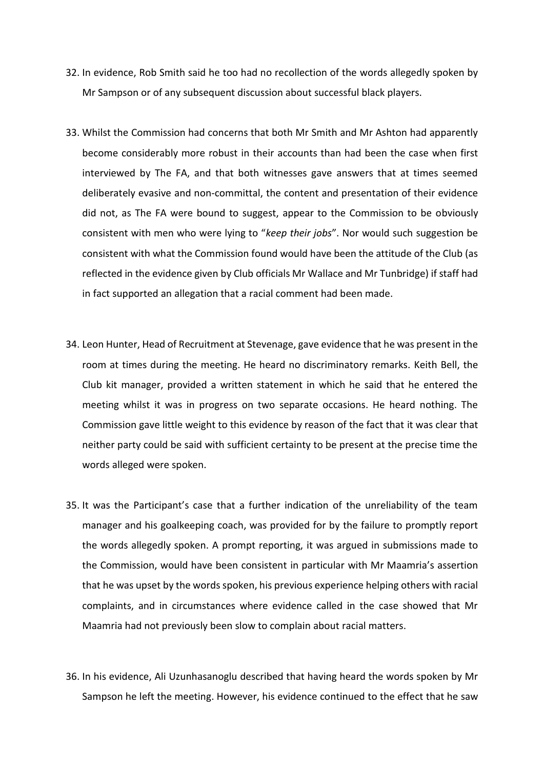32. In evidence, Rob Smith said he too had no recollection of the words allegedly spoken by Mr Sampson or of any subsequent discussion about successful black players.

33. Whilst the Commission had concerns that both Mr Smith and Mr Ashton had apparently become considerably more robust in their accounts than had been the case when first interviewed by The FA, and that both witnesses gave answers that at times seemed deliberately evasive and non-committal, the content and presentation of their evidence did not, as The FA were bound to suggest, appear to the Commission to be obviously consistent with men who were lying to "*keep their jobs*". Nor would such suggestion be consistent with what the Commission found would have been the attitude of the Club (as reflected in the evidence given by Club officials Mr Wallace and Mr Tunbridge) if staff had in fact supported an allegation that a racial comment had been made.

34. Leon Hunter, Head of Recruitment at Stevenage, gave evidence that he was present in the room at times during the meeting. He heard no discriminatory remarks. Keith Bell, the Club kit manager, provided a written statement in which he said that he entered the meeting whilst it was in progress on two separate occasions. He heard nothing. The Commission gave little weight to this evidence by reason of the fact that it was clear that neither party could be said with sufficient certainty to be present at the precise time the words alleged were spoken.

35. It was the Participant's case that a further indication of the unreliability of the team manager and his goalkeeping coach, was provided for by the failure to promptly report the words allegedly spoken. A prompt reporting, it was argued in submissions made to the Commission, would have been consistent in particular with Mr Maamria's assertion that he was upset by the words spoken, his previous experience helping others with racial complaints, and in circumstances where evidence called in the case showed that Mr Maamria had not previously been slow to complain about racial matters.

36. In his evidence, Ali Uzunhasanoglu described that having heard the words spoken by Mr Sampson he left the meeting. However, his evidence continued to the effect that he saw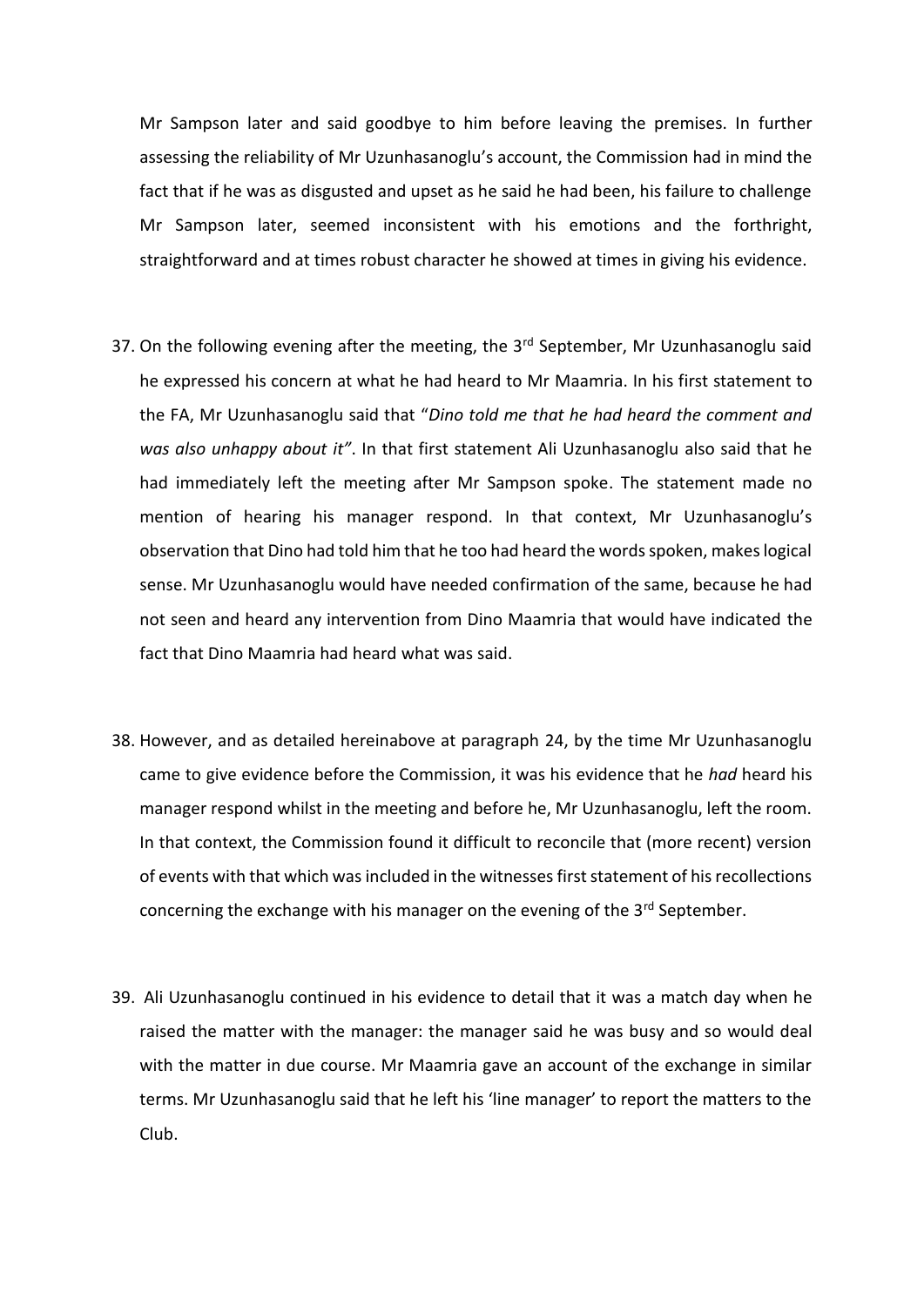Mr Sampson later and said goodbye to him before leaving the premises. In further assessing the reliability of Mr Uzunhasanoglu's account, the Commission had in mind the fact that if he was as disgusted and upset as he said he had been, his failure to challenge Mr Sampson later, seemed inconsistent with his emotions and the forthright, straightforward and at times robust character he showed at times in giving his evidence.

37. On the following evening after the meeting, the 3rd September, Mr Uzunhasanoglu said he expressed his concern at what he had heard to Mr Maamria. In his first statement to the FA, Mr Uzunhasanoglu said that "*Dino told me that he had heard the comment and was also unhappy about it"*. In that first statement Ali Uzunhasanoglu also said that he had immediately left the meeting after Mr Sampson spoke. The statement made no mention of hearing his manager respond. In that context, Mr Uzunhasanoglu's observation that Dino had told him that he too had heard the words spoken, makes logical sense. Mr Uzunhasanoglu would have needed confirmation of the same, because he had not seen and heard any intervention from Dino Maamria that would have indicated the fact that Dino Maamria had heard what was said.

38. However, and as detailed hereinabove at paragraph 24, by the time Mr Uzunhasanoglu came to give evidence before the Commission, it was his evidence that he *had* heard his manager respond whilst in the meeting and before he, Mr Uzunhasanoglu, left the room. In that context, the Commission found it difficult to reconcile that (more recent) version of events with that which was included in the witnesses first statement of his recollections concerning the exchange with his manager on the evening of the 3rd September.

39. Ali Uzunhasanoglu continued in his evidence to detail that it was a match day when he raised the matter with the manager: the manager said he was busy and so would deal with the matter in due course. Mr Maamria gave an account of the exchange in similar terms. Mr Uzunhasanoglu said that he left his 'line manager' to report the matters to the Club.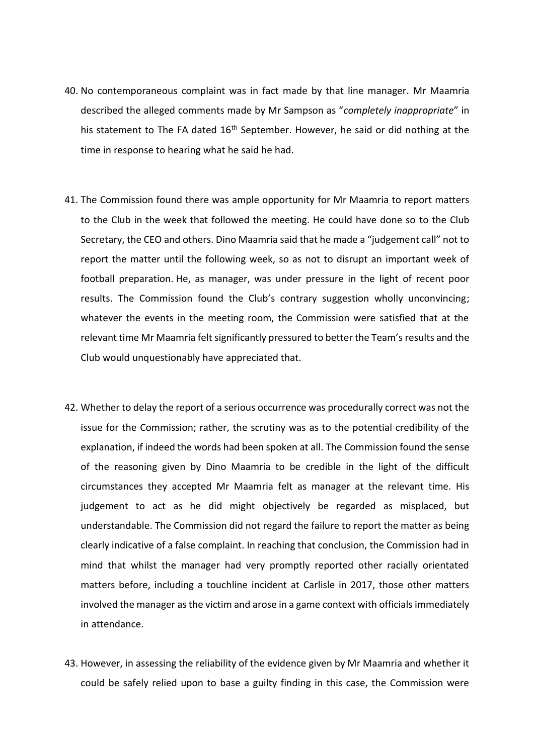40. No contemporaneous complaint was in fact made by that line manager. Mr Maamria described the alleged comments made by Mr Sampson as "*completely inappropriate*" in his statement to The FA dated 16th September. However, he said or did nothing at the time in response to hearing what he said he had.

41. The Commission found there was ample opportunity for Mr Maamria to report matters to the Club in the week that followed the meeting. He could have done so to the Club Secretary, the CEO and others. Dino Maamria said that he made a "judgement call" not to report the matter until the following week, so as not to disrupt an important week of football preparation. He, as manager, was under pressure in the light of recent poor results. The Commission found the Club's contrary suggestion wholly unconvincing; whatever the events in the meeting room, the Commission were satisfied that at the relevant time Mr Maamria felt significantly pressured to better the Team's results and the Club would unquestionably have appreciated that.

42. Whether to delay the report of a serious occurrence was procedurally correct was not the issue for the Commission; rather, the scrutiny was as to the potential credibility of the explanation, if indeed the words had been spoken at all. The Commission found the sense of the reasoning given by Dino Maamria to be credible in the light of the difficult circumstances they accepted Mr Maamria felt as manager at the relevant time. His judgement to act as he did might objectively be regarded as misplaced, but understandable. The Commission did not regard the failure to report the matter as being clearly indicative of a false complaint. In reaching that conclusion, the Commission had in mind that whilst the manager had very promptly reported other racially orientated matters before, including a touchline incident at Carlisle in 2017, those other matters involved the manager as the victim and arose in a game context with officials immediately in attendance.

43. However, in assessing the reliability of the evidence given by Mr Maamria and whether it could be safely relied upon to base a guilty finding in this case, the Commission were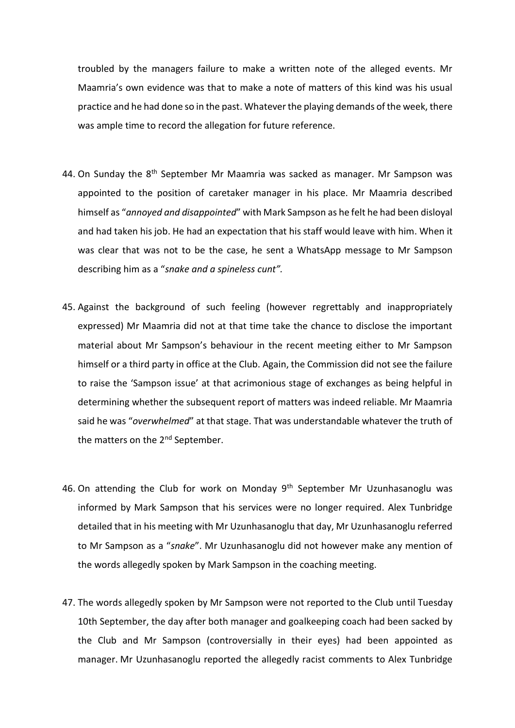troubled by the managers failure to make a written note of the alleged events. Mr Maamria's own evidence was that to make a note of matters of this kind was his usual practice and he had done so in the past. Whatever the playing demands of the week, there was ample time to record the allegation for future reference.

44. On Sunday the 8th September Mr Maamria was sacked as manager. Mr Sampson was appointed to the position of caretaker manager in his place. Mr Maamria described himself as "*annoyed and disappointed*" with Mark Sampson as he felt he had been disloyal and had taken his job. He had an expectation that his staff would leave with him. When it was clear that was not to be the case, he sent a WhatsApp message to Mr Sampson describing him as a "*snake and a spineless cunt".*

45. Against the background of such feeling (however regrettably and inappropriately expressed) Mr Maamria did not at that time take the chance to disclose the important material about Mr Sampson's behaviour in the recent meeting either to Mr Sampson himself or a third party in office at the Club. Again, the Commission did not see the failure to raise the 'Sampson issue' at that acrimonious stage of exchanges as being helpful in determining whether the subsequent report of matters was indeed reliable. Mr Maamria said he was "*overwhelmed*" at that stage. That was understandable whatever the truth of the matters on the 2nd September.

46. On attending the Club for work on Monday 9th September Mr Uzunhasanoglu was informed by Mark Sampson that his services were no longer required. Alex Tunbridge detailed that in his meeting with Mr Uzunhasanoglu that day, Mr Uzunhasanoglu referred to Mr Sampson as a "*snake*". Mr Uzunhasanoglu did not however make any mention of the words allegedly spoken by Mark Sampson in the coaching meeting.

47. The words allegedly spoken by Mr Sampson were not reported to the Club until Tuesday 10th September, the day after both manager and goalkeeping coach had been sacked by the Club and Mr Sampson (controversially in their eyes) had been appointed as manager. Mr Uzunhasanoglu reported the allegedly racist comments to Alex Tunbridge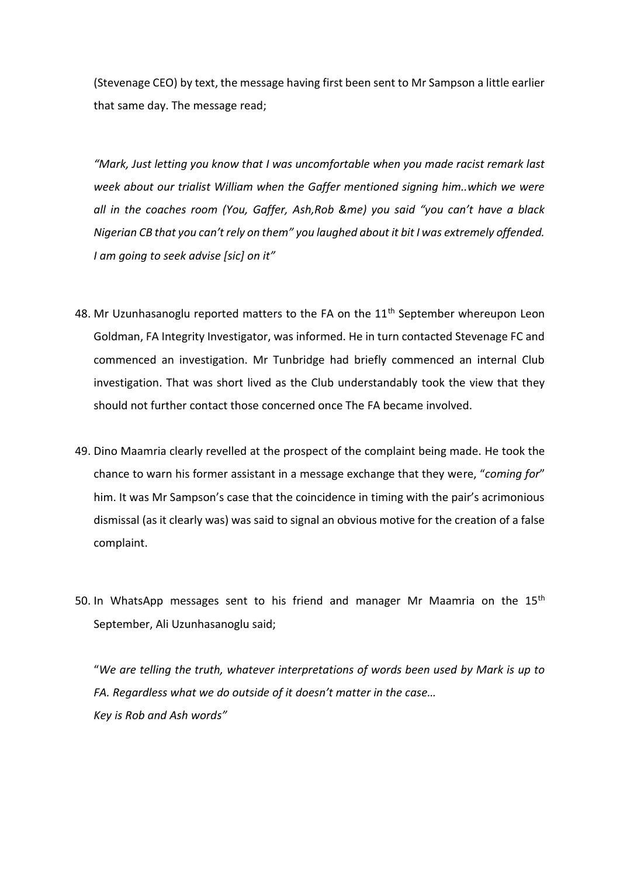(Stevenage CEO) by text, the message having first been sent to Mr Sampson a little earlier that same day. The message read;

*"Mark, Just letting you know that I was uncomfortable when you made racist remark last week about our trialist William when the Gaffer mentioned signing him..which we were all in the coaches room (You, Gaffer, Ash,Rob &me) you said "you can't have a black Nigerian CB that you can't rely on them" you laughed about it bit I was extremely offended. I am going to seek advise [sic] on it"*

48. Mr Uzunhasanoglu reported matters to the FA on the 11th September whereupon Leon Goldman, FA Integrity Investigator, was informed. He in turn contacted Stevenage FC and commenced an investigation. Mr Tunbridge had briefly commenced an internal Club investigation. That was short lived as the Club understandably took the view that they should not further contact those concerned once The FA became involved.

49. Dino Maamria clearly revelled at the prospect of the complaint being made. He took the chance to warn his former assistant in a message exchange that they were, "*coming for*" him. It was Mr Sampson's case that the coincidence in timing with the pair's acrimonious dismissal (as it clearly was) was said to signal an obvious motive for the creation of a false complaint.

50. In WhatsApp messages sent to his friend and manager Mr Maamria on the 15th September, Ali Uzunhasanoglu said;

    "*We are telling the truth, whatever interpretations of words been used by Mark is up to FA. Regardless what we do outside of it doesn't matter in the case…*
    *Key is Rob and Ash words"*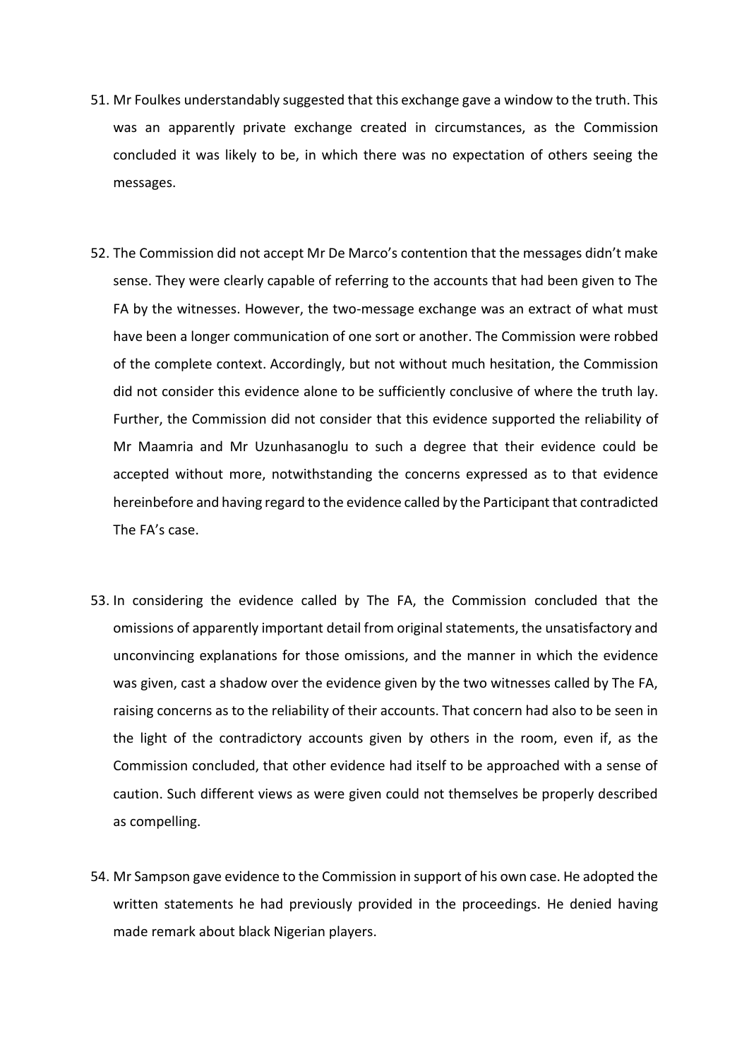51. Mr Foulkes understandably suggested that this exchange gave a window to the truth. This was an apparently private exchange created in circumstances, as the Commission concluded it was likely to be, in which there was no expectation of others seeing the messages.

52. The Commission did not accept Mr De Marco's contention that the messages didn't make sense. They were clearly capable of referring to the accounts that had been given to The FA by the witnesses. However, the two-message exchange was an extract of what must have been a longer communication of one sort or another. The Commission were robbed of the complete context. Accordingly, but not without much hesitation, the Commission did not consider this evidence alone to be sufficiently conclusive of where the truth lay. Further, the Commission did not consider that this evidence supported the reliability of Mr Maamria and Mr Uzunhasanoglu to such a degree that their evidence could be accepted without more, notwithstanding the concerns expressed as to that evidence hereinbefore and having regard to the evidence called by the Participant that contradicted The FA's case.

53. In considering the evidence called by The FA, the Commission concluded that the omissions of apparently important detail from original statements, the unsatisfactory and unconvincing explanations for those omissions, and the manner in which the evidence was given, cast a shadow over the evidence given by the two witnesses called by The FA, raising concerns as to the reliability of their accounts. That concern had also to be seen in the light of the contradictory accounts given by others in the room, even if, as the Commission concluded, that other evidence had itself to be approached with a sense of caution. Such different views as were given could not themselves be properly described as compelling.

54. Mr Sampson gave evidence to the Commission in support of his own case. He adopted the written statements he had previously provided in the proceedings. He denied having made remark about black Nigerian players.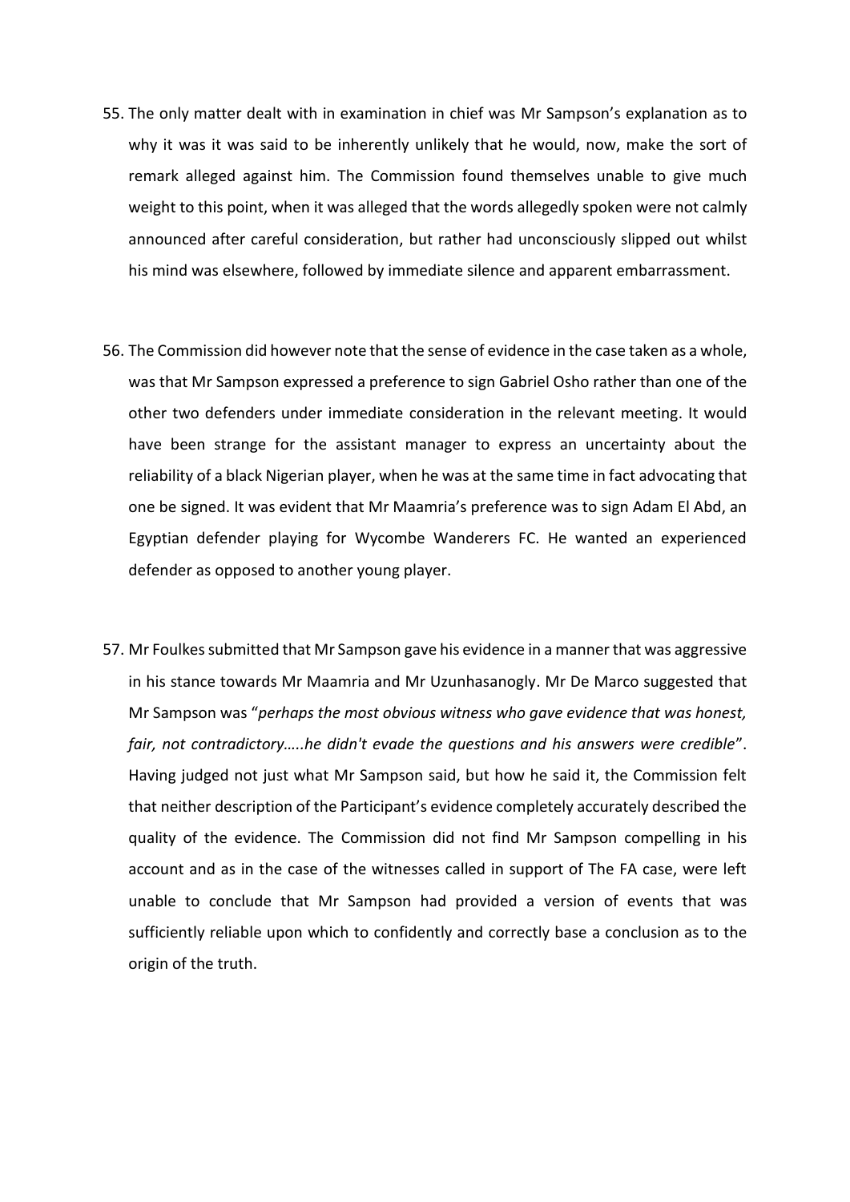55. The only matter dealt with in examination in chief was Mr Sampson's explanation as to why it was it was said to be inherently unlikely that he would, now, make the sort of remark alleged against him. The Commission found themselves unable to give much weight to this point, when it was alleged that the words allegedly spoken were not calmly announced after careful consideration, but rather had unconsciously slipped out whilst his mind was elsewhere, followed by immediate silence and apparent embarrassment.

56. The Commission did however note that the sense of evidence in the case taken as a whole, was that Mr Sampson expressed a preference to sign Gabriel Osho rather than one of the other two defenders under immediate consideration in the relevant meeting. It would have been strange for the assistant manager to express an uncertainty about the reliability of a black Nigerian player, when he was at the same time in fact advocating that one be signed. It was evident that Mr Maamria's preference was to sign Adam El Abd, an Egyptian defender playing for Wycombe Wanderers FC. He wanted an experienced defender as opposed to another young player.

57. Mr Foulkes submitted that Mr Sampson gave his evidence in a manner that was aggressive in his stance towards Mr Maamria and Mr Uzunhasanogly. Mr De Marco suggested that Mr Sampson was "*perhaps the most obvious witness who gave evidence that was honest, fair, not contradictory…..he didn't evade the questions and his answers were credible*". Having judged not just what Mr Sampson said, but how he said it, the Commission felt that neither description of the Participant's evidence completely accurately described the quality of the evidence. The Commission did not find Mr Sampson compelling in his account and as in the case of the witnesses called in support of The FA case, were left unable to conclude that Mr Sampson had provided a version of events that was sufficiently reliable upon which to confidently and correctly base a conclusion as to the origin of the truth.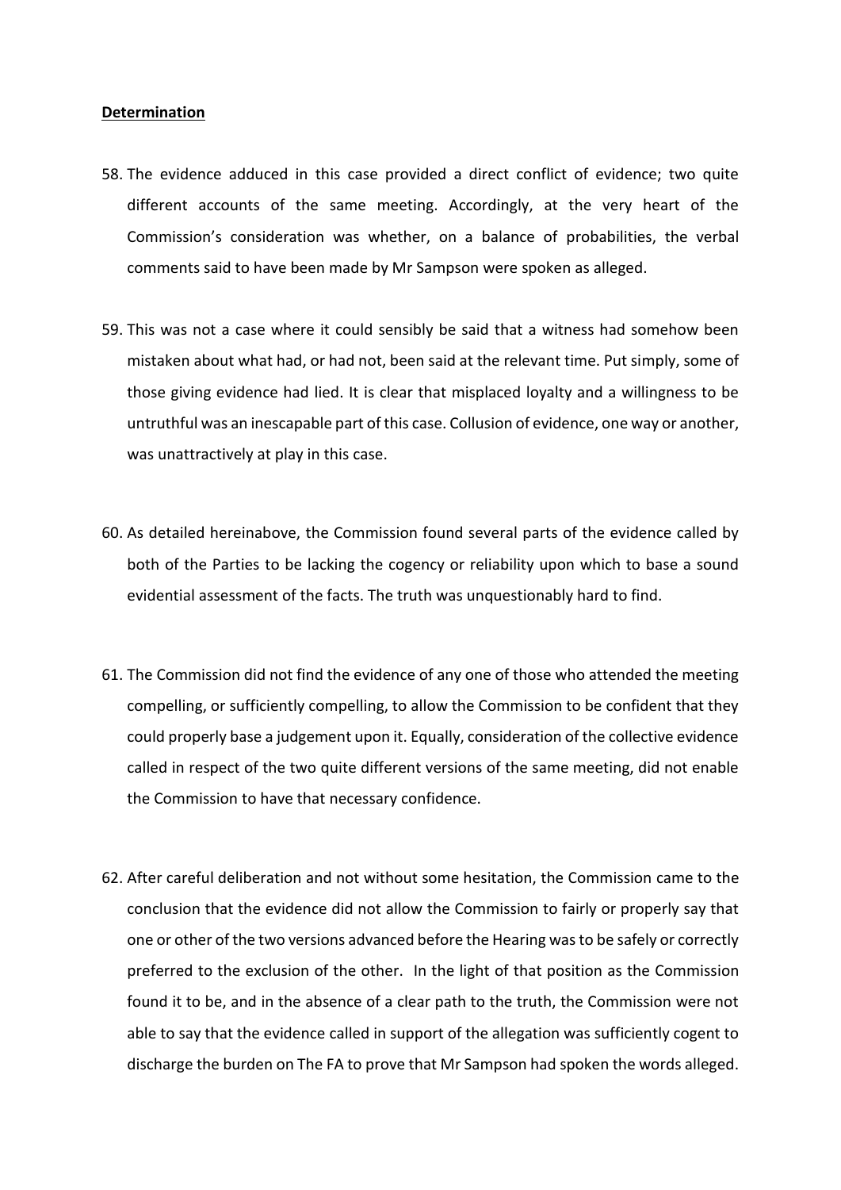**Determination**

58. The evidence adduced in this case provided a direct conflict of evidence; two quite different accounts of the same meeting. Accordingly, at the very heart of the Commission's consideration was whether, on a balance of probabilities, the verbal comments said to have been made by Mr Sampson were spoken as alleged.

59. This was not a case where it could sensibly be said that a witness had somehow been mistaken about what had, or had not, been said at the relevant time. Put simply, some of those giving evidence had lied. It is clear that misplaced loyalty and a willingness to be untruthful was an inescapable part of this case. Collusion of evidence, one way or another, was unattractively at play in this case.

60. As detailed hereinabove, the Commission found several parts of the evidence called by both of the Parties to be lacking the cogency or reliability upon which to base a sound evidential assessment of the facts. The truth was unquestionably hard to find.

61. The Commission did not find the evidence of any one of those who attended the meeting compelling, or sufficiently compelling, to allow the Commission to be confident that they could properly base a judgement upon it. Equally, consideration of the collective evidence called in respect of the two quite different versions of the same meeting, did not enable the Commission to have that necessary confidence.

62. After careful deliberation and not without some hesitation, the Commission came to the conclusion that the evidence did not allow the Commission to fairly or properly say that one or other of the two versions advanced before the Hearing was to be safely or correctly preferred to the exclusion of the other. In the light of that position as the Commission found it to be, and in the absence of a clear path to the truth, the Commission were not able to say that the evidence called in support of the allegation was sufficiently cogent to discharge the burden on The FA to prove that Mr Sampson had spoken the words alleged.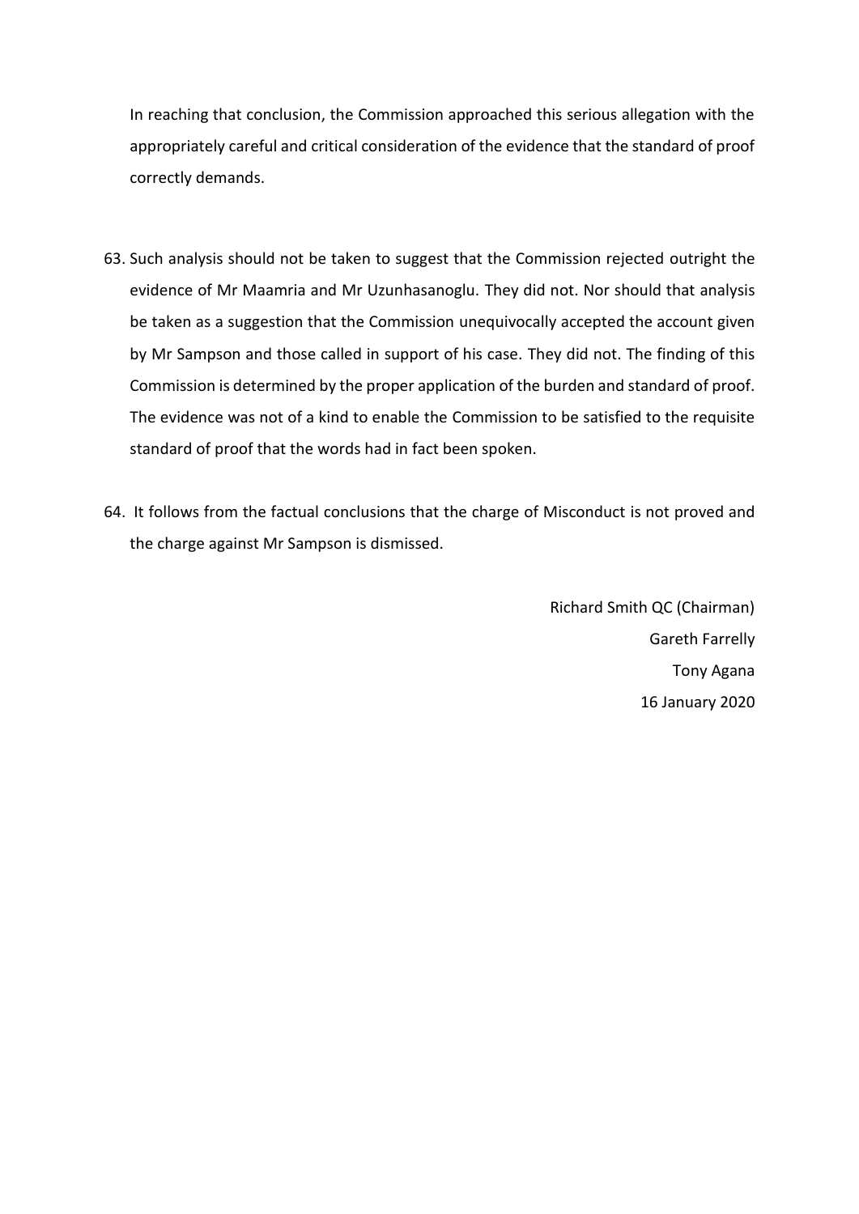In reaching that conclusion, the Commission approached this serious allegation with the appropriately careful and critical consideration of the evidence that the standard of proof correctly demands.

63. Such analysis should not be taken to suggest that the Commission rejected outright the evidence of Mr Maamria and Mr Uzunhasanoglu. They did not. Nor should that analysis be taken as a suggestion that the Commission unequivocally accepted the account given by Mr Sampson and those called in support of his case. They did not. The finding of this Commission is determined by the proper application of the burden and standard of proof. The evidence was not of a kind to enable the Commission to be satisfied to the requisite standard of proof that the words had in fact been spoken.

64. It follows from the factual conclusions that the charge of Misconduct is not proved and the charge against Mr Sampson is dismissed.

Richard Smith QC (Chairman)

Gareth Farrelly

Tony Agana

16 January 2020